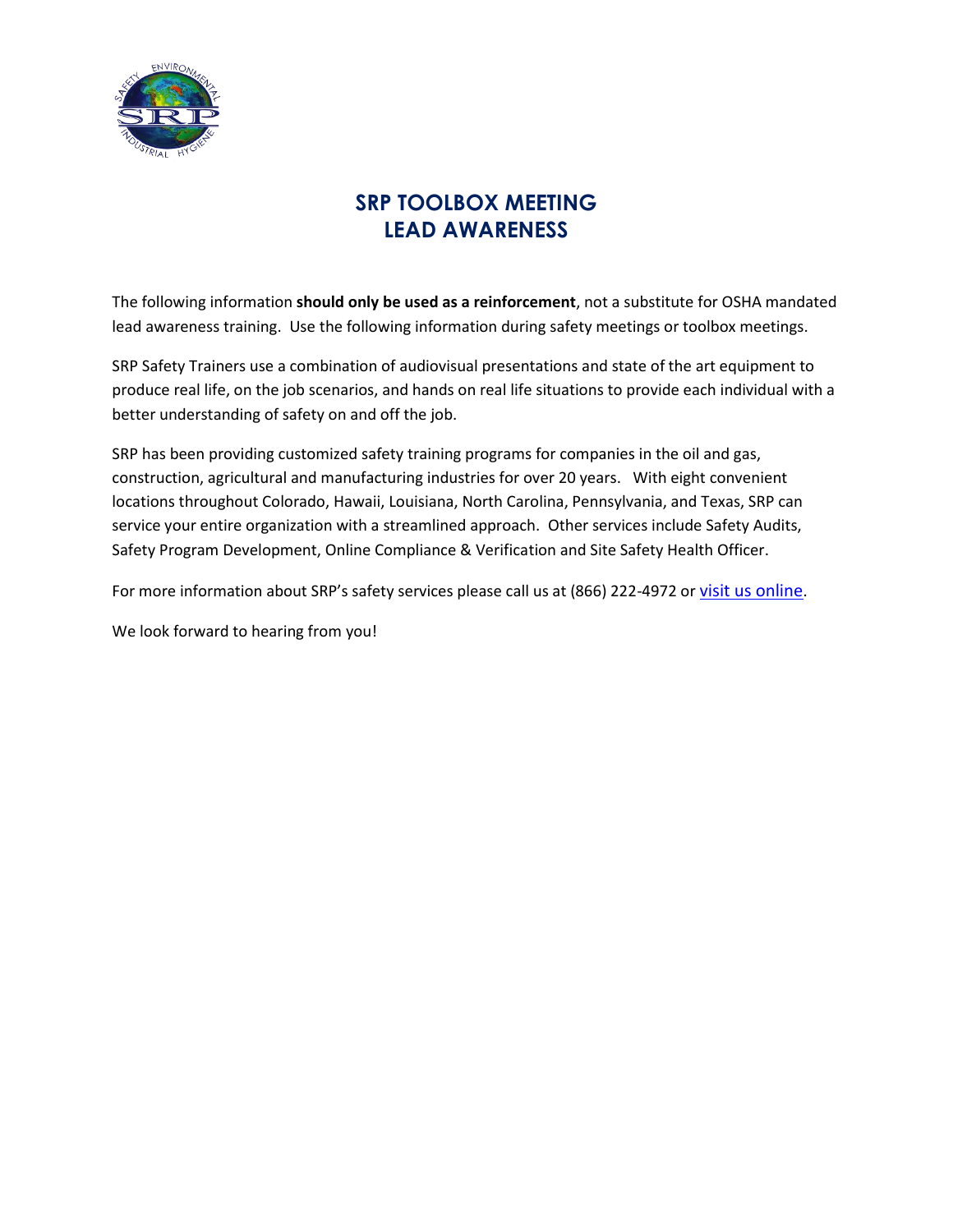# SRP TOOLBOX MEETING
# LEAD AWARENESS

The following information **should only be used as a reinforcement**, not a substitute for OSHA mandated lead awareness training. Use the following information during safety meetings or toolbox meetings.

SRP Safety Trainers use a combination of audiovisual presentations and state of the art equipment to produce real life, on the job scenarios, and hands on real life situations to provide each individual with a better understanding of safety on and off the job.

SRP has been providing customized safety training programs for companies in the oil and gas, construction, agricultural and manufacturing industries for over 20 years. With eight convenient locations throughout Colorado, Hawaii, Louisiana, North Carolina, Pennsylvania, and Texas, SRP can service your entire organization with a streamlined approach. Other services include Safety Audits, Safety Program Development, Online Compliance & Verification and Site Safety Health Officer.

For more information about SRP's safety services please call us at (866) 222-4972 or visit us online.

We look forward to hearing from you!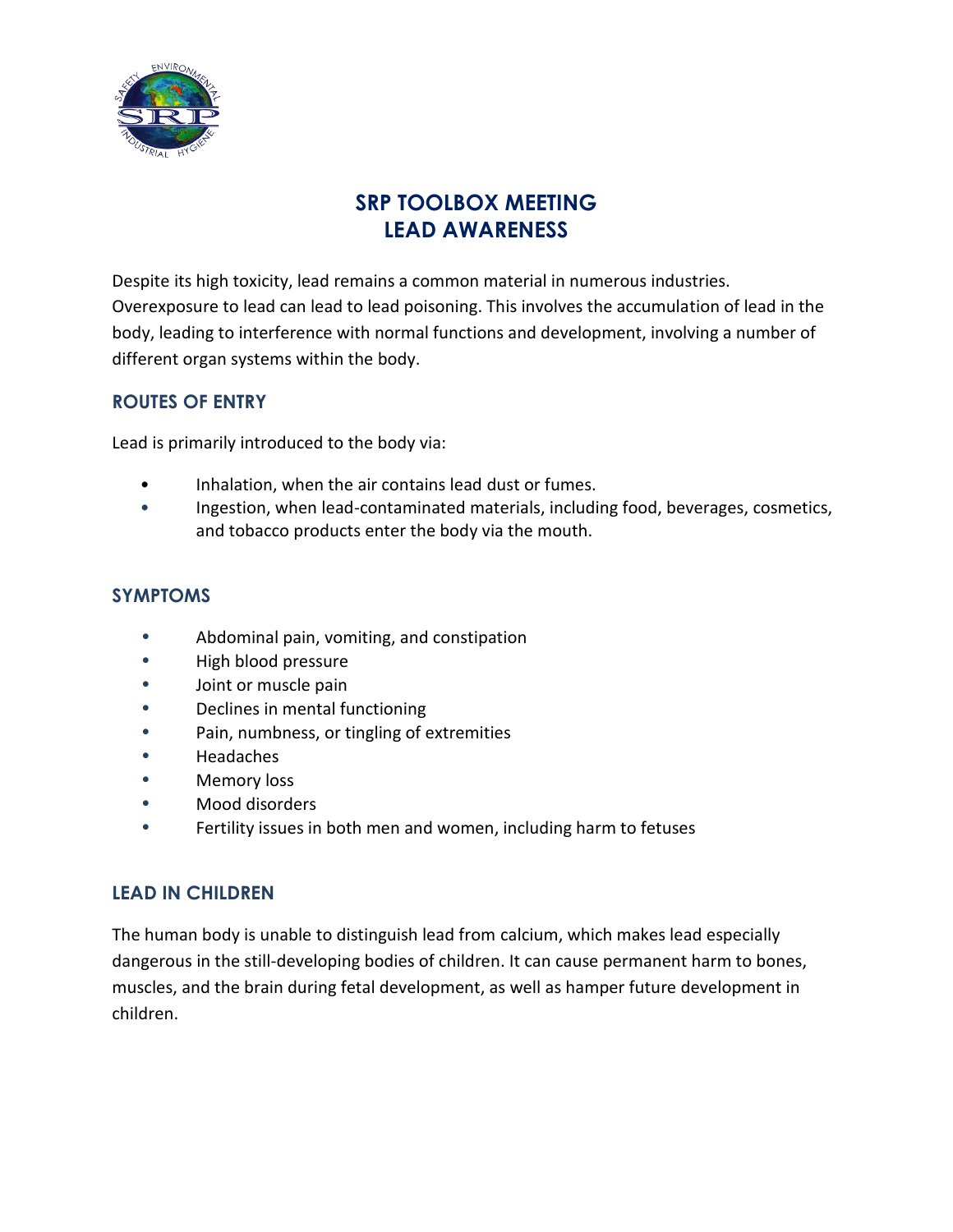# SRP TOOLBOX MEETING
# LEAD AWARENESS

Despite its high toxicity, lead remains a common material in numerous industries. Overexposure to lead can lead to lead poisoning. This involves the accumulation of lead in the body, leading to interference with normal functions and development, involving a number of different organ systems within the body.

## ROUTES OF ENTRY

Lead is primarily introduced to the body via:

- Inhalation, when the air contains lead dust or fumes.
- Ingestion, when lead-contaminated materials, including food, beverages, cosmetics, and tobacco products enter the body via the mouth.

## SYMPTOMS

- Abdominal pain, vomiting, and constipation
- High blood pressure
- Joint or muscle pain
- Declines in mental functioning
- Pain, numbness, or tingling of extremities
- Headaches
- Memory loss
- Mood disorders
- Fertility issues in both men and women, including harm to fetuses

## LEAD IN CHILDREN

The human body is unable to distinguish lead from calcium, which makes lead especially dangerous in the still-developing bodies of children. It can cause permanent harm to bones, muscles, and the brain during fetal development, as well as hamper future development in children.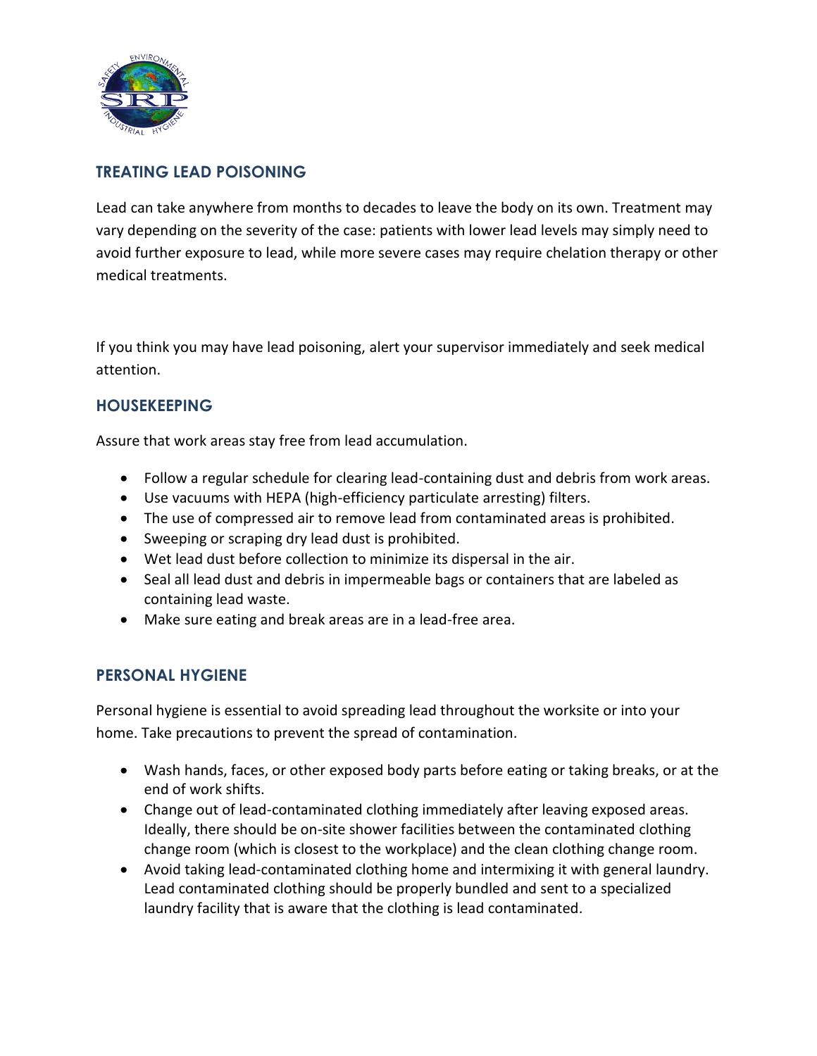## TREATING LEAD POISONING

Lead can take anywhere from months to decades to leave the body on its own. Treatment may vary depending on the severity of the case: patients with lower lead levels may simply need to avoid further exposure to lead, while more severe cases may require chelation therapy or other medical treatments.

If you think you may have lead poisoning, alert your supervisor immediately and seek medical attention.

## HOUSEKEEPING

Assure that work areas stay free from lead accumulation.

- Follow a regular schedule for clearing lead-containing dust and debris from work areas.
- Use vacuums with HEPA (high-efficiency particulate arresting) filters.
- The use of compressed air to remove lead from contaminated areas is prohibited.
- Sweeping or scraping dry lead dust is prohibited.
- Wet lead dust before collection to minimize its dispersal in the air.
- Seal all lead dust and debris in impermeable bags or containers that are labeled as containing lead waste.
- Make sure eating and break areas are in a lead-free area.

## PERSONAL HYGIENE

Personal hygiene is essential to avoid spreading lead throughout the worksite or into your home. Take precautions to prevent the spread of contamination.

- Wash hands, faces, or other exposed body parts before eating or taking breaks, or at the end of work shifts.
- Change out of lead-contaminated clothing immediately after leaving exposed areas. Ideally, there should be on-site shower facilities between the contaminated clothing change room (which is closest to the workplace) and the clean clothing change room.
- Avoid taking lead-contaminated clothing home and intermixing it with general laundry. Lead contaminated clothing should be properly bundled and sent to a specialized laundry facility that is aware that the clothing is lead contaminated.